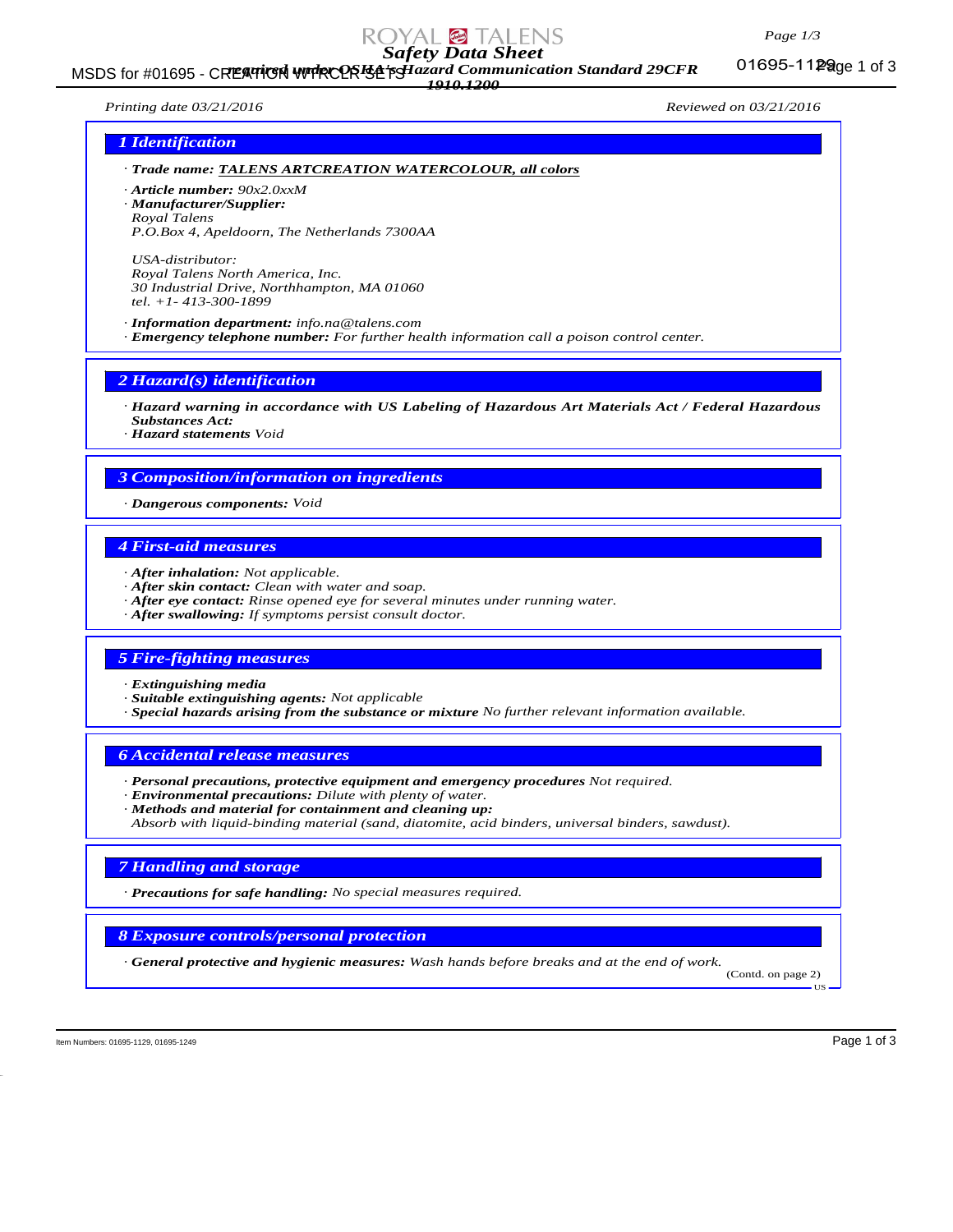# Safety Data Sheet

*required under OSHA's Hazard Communication Standard 29CFR 1910.1200*

*Printing date 03/21/2016* *Reviewed on 03/21/2016*

## 1 Identification

· **Trade name:** **TALENS ARTCREATION WATERCOLOUR, all colors**

· **Article number:** *90x2.0xxM*

· **Manufacturer/Supplier:**
*Royal Talens*
*P.O.Box 4, Apeldoorn, The Netherlands 7300AA*

*USA-distributor:*
*Royal Talens North America, Inc.*
*30 Industrial Drive, Northhampton, MA 01060*
*tel. +1- 413-300-1899*

· **Information department:** *info.na@talens.com*

· **Emergency telephone number:** *For further health information call a poison control center.*

## 2 Hazard(s) identification

· **Hazard warning in accordance with US Labeling of Hazardous Art Materials Act / Federal Hazardous Substances Act:**

· **Hazard statements** *Void*

## 3 Composition/information on ingredients

· **Dangerous components:** *Void*

## 4 First-aid measures

· **After inhalation:** *Not applicable.*

· **After skin contact:** *Clean with water and soap.*

· **After eye contact:** *Rinse opened eye for several minutes under running water.*

· **After swallowing:** *If symptoms persist consult doctor.*

## 5 Fire-fighting measures

· **Extinguishing media**

· **Suitable extinguishing agents:** *Not applicable*

· **Special hazards arising from the substance or mixture** *No further relevant information available.*

## 6 Accidental release measures

· **Personal precautions, protective equipment and emergency procedures** *Not required.*

· **Environmental precautions:** *Dilute with plenty of water.*

· **Methods and material for containment and cleaning up:**
*Absorb with liquid-binding material (sand, diatomite, acid binders, universal binders, sawdust).*

## 7 Handling and storage

· **Precautions for safe handling:** *No special measures required.*

## 8 Exposure controls/personal protection

· **General protective and hygienic measures:** *Wash hands before breaks and at the end of work.*

(Contd. on page 2)

Item Numbers: 01695-1129, 01695-1249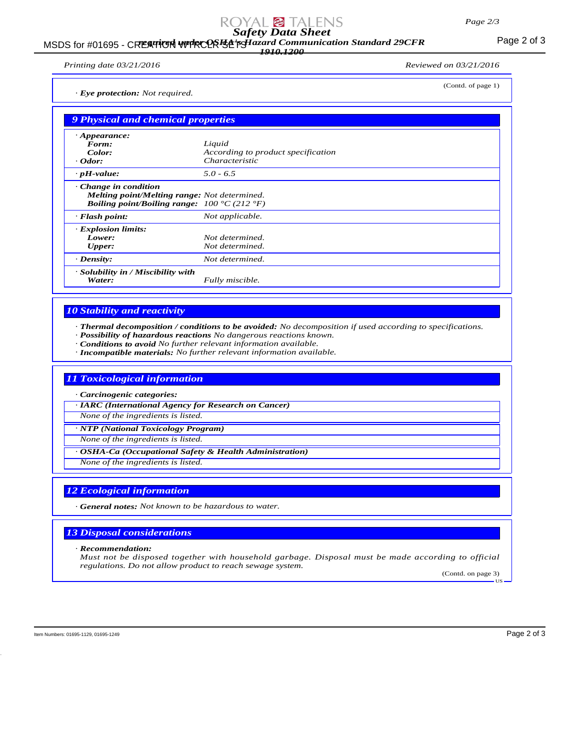(Contd. of page 1)

· **Eye protection:** Not required.

## 9 Physical and chemical properties

| | |
|---|---|
| · **Appearance:** | |
| **Form:** | Liquid |
| **Color:** | According to product specification |
| · **Odor:** | Characteristic |
| · **pH-value:** | 5.0 - 6.5 |
| · **Change in condition** | |
| **Melting point/Melting range:** | Not determined. |
| **Boiling point/Boiling range:** | 100 °C (212 °F) |
| · **Flash point:** | Not applicable. |
| · **Explosion limits:** | |
| **Lower:** | Not determined. |
| **Upper:** | Not determined. |
| · **Density:** | Not determined. |
| · **Solubility in / Miscibility with Water:** | Fully miscible. |

## 10 Stability and reactivity

· **Thermal decomposition / conditions to be avoided:** No decomposition if used according to specifications.
· **Possibility of hazardous reactions** No dangerous reactions known.
· **Conditions to avoid** No further relevant information available.
· **Incompatible materials:** No further relevant information available.

## 11 Toxicological information

· **Carcinogenic categories:**

· **IARC (International Agency for Research on Cancer)**
None of the ingredients is listed.

· **NTP (National Toxicology Program)**
None of the ingredients is listed.

· **OSHA-Ca (Occupational Safety & Health Administration)**
None of the ingredients is listed.

## 12 Ecological information

· **General notes:** Not known to be hazardous to water.

## 13 Disposal considerations

· **Recommendation:**
Must not be disposed together with household garbage. Disposal must be made according to official regulations. Do not allow product to reach sewage system.

(Contd. on page 3)

Item Numbers: 01695-1129, 01695-1249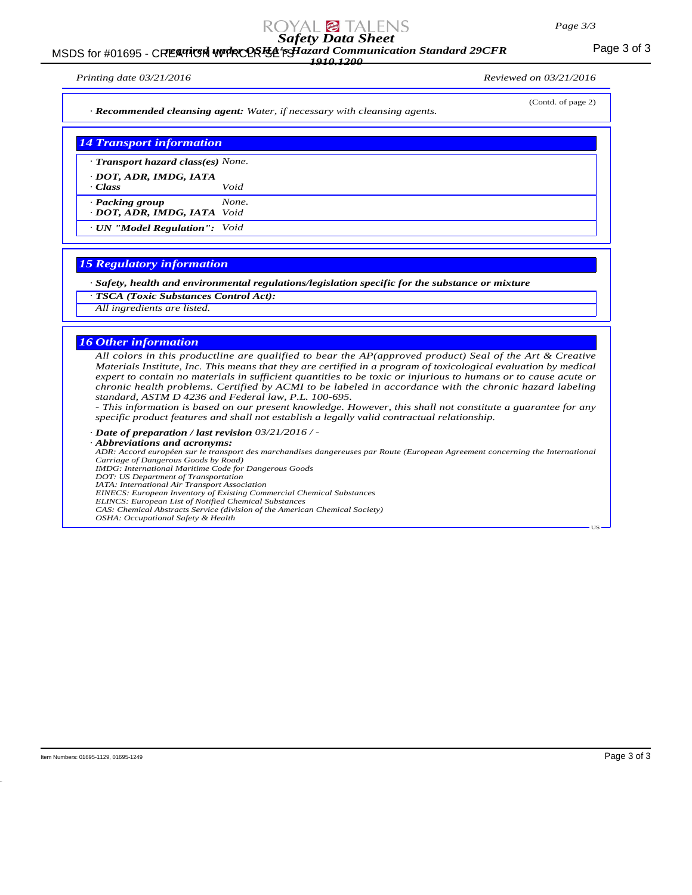(Contd. of page 2)

· ***Recommended cleansing agent:*** *Water, if necessary with cleansing agents.*

## 14 Transport information

| | |
|---|---|
| · ***Transport hazard class(es)*** | *None.* |
| · ***DOT, ADR, IMDG, IATA*** | |
| · ***Class*** | *Void* |
| · ***Packing group*** | *None.* |
| · ***DOT, ADR, IMDG, IATA*** | *Void* |
| · ***UN "Model Regulation":*** | *Void* |

## 15 Regulatory information

· ***Safety, health and environmental regulations/legislation specific for the substance or mixture***

· ***TSCA (Toxic Substances Control Act):***

*All ingredients are listed.*

## 16 Other information

*All colors in this productline are qualified to bear the AP(approved product) Seal of the Art & Creative Materials Institute, Inc. This means that they are certified in a program of toxicological evaluation by medical expert to contain no materials in sufficient quantities to be toxic or injurious to humans or to cause acute or chronic health problems. Certified by ACMI to be labeled in accordance with the chronic hazard labeling standard, ASTM D 4236 and Federal law, P.L. 100-695.*

*- This information is based on our present knowledge. However, this shall not constitute a guarantee for any specific product features and shall not establish a legally valid contractual relationship.*

· ***Date of preparation / last revision*** *03/21/2016 / -*

· ***Abbreviations and acronyms:***

*ADR: Accord européen sur le transport des marchandises dangereuses par Route (European Agreement concerning the International Carriage of Dangerous Goods by Road)*
*IMDG: International Maritime Code for Dangerous Goods*
*DOT: US Department of Transportation*
*IATA: International Air Transport Association*
*EINECS: European Inventory of Existing Commercial Chemical Substances*
*ELINCS: European List of Notified Chemical Substances*
*CAS: Chemical Abstracts Service (division of the American Chemical Society)*
*OSHA: Occupational Safety & Health*

Item Numbers: 01695-1129, 01695-1249